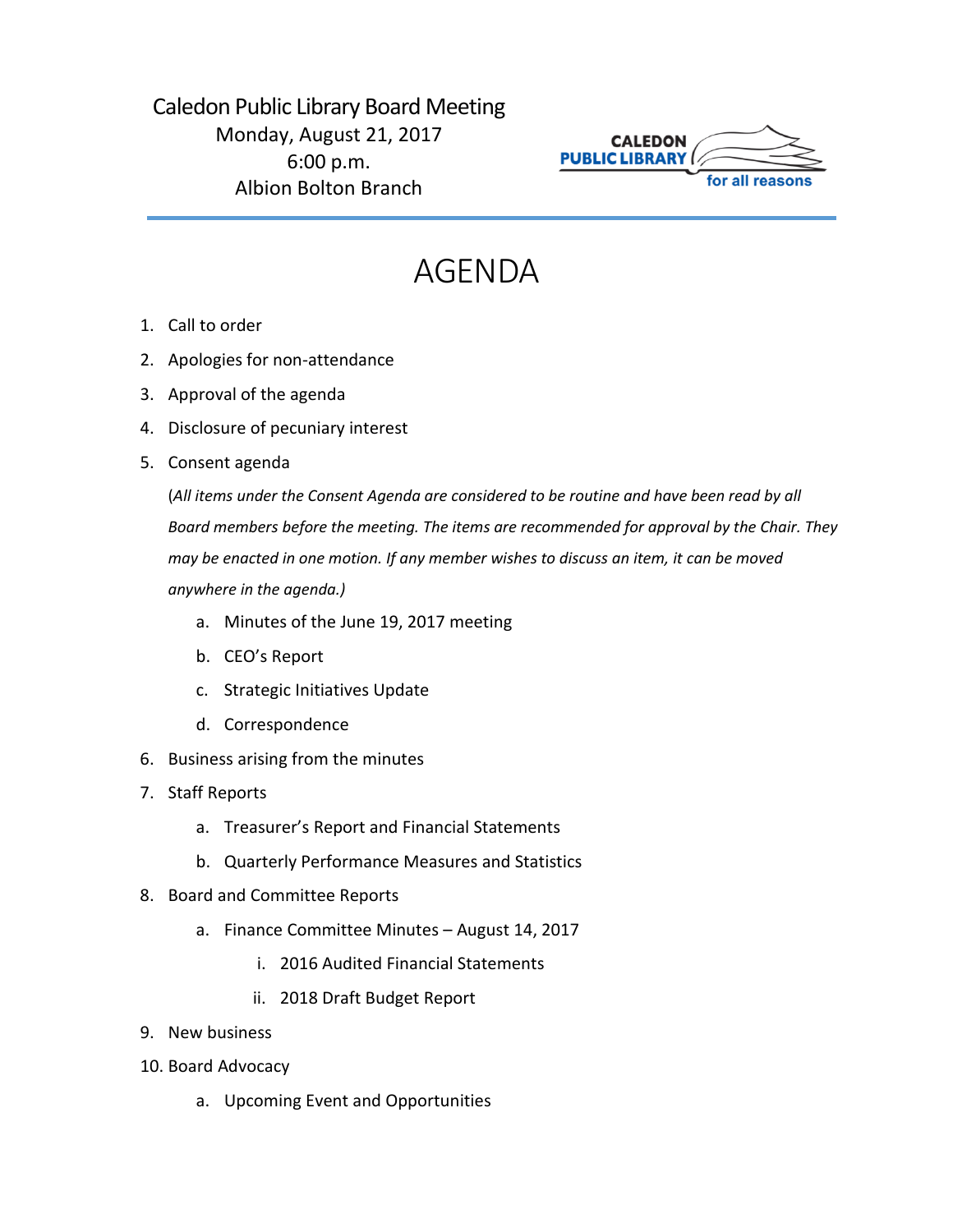Caledon Public Library Board Meeting
Monday, August 21, 2017
6:00 p.m.
Albion Bolton Branch

CALEDON PUBLIC LIBRARY for all reasons

# AGENDA

1. Call to order
2. Apologies for non-attendance
3. Approval of the agenda
4. Disclosure of pecuniary interest
5. Consent agenda

   (*All items under the Consent Agenda are considered to be routine and have been read by all Board members before the meeting. The items are recommended for approval by the Chair. They may be enacted in one motion. If any member wishes to discuss an item, it can be moved anywhere in the agenda.)*

   a. Minutes of the June 19, 2017 meeting
   b. CEO's Report
   c. Strategic Initiatives Update
   d. Correspondence

6. Business arising from the minutes
7. Staff Reports

   a. Treasurer's Report and Financial Statements
   b. Quarterly Performance Measures and Statistics

8. Board and Committee Reports

   a. Finance Committee Minutes – August 14, 2017

      i. 2016 Audited Financial Statements
      ii. 2018 Draft Budget Report

9. New business
10. Board Advocacy

    a. Upcoming Event and Opportunities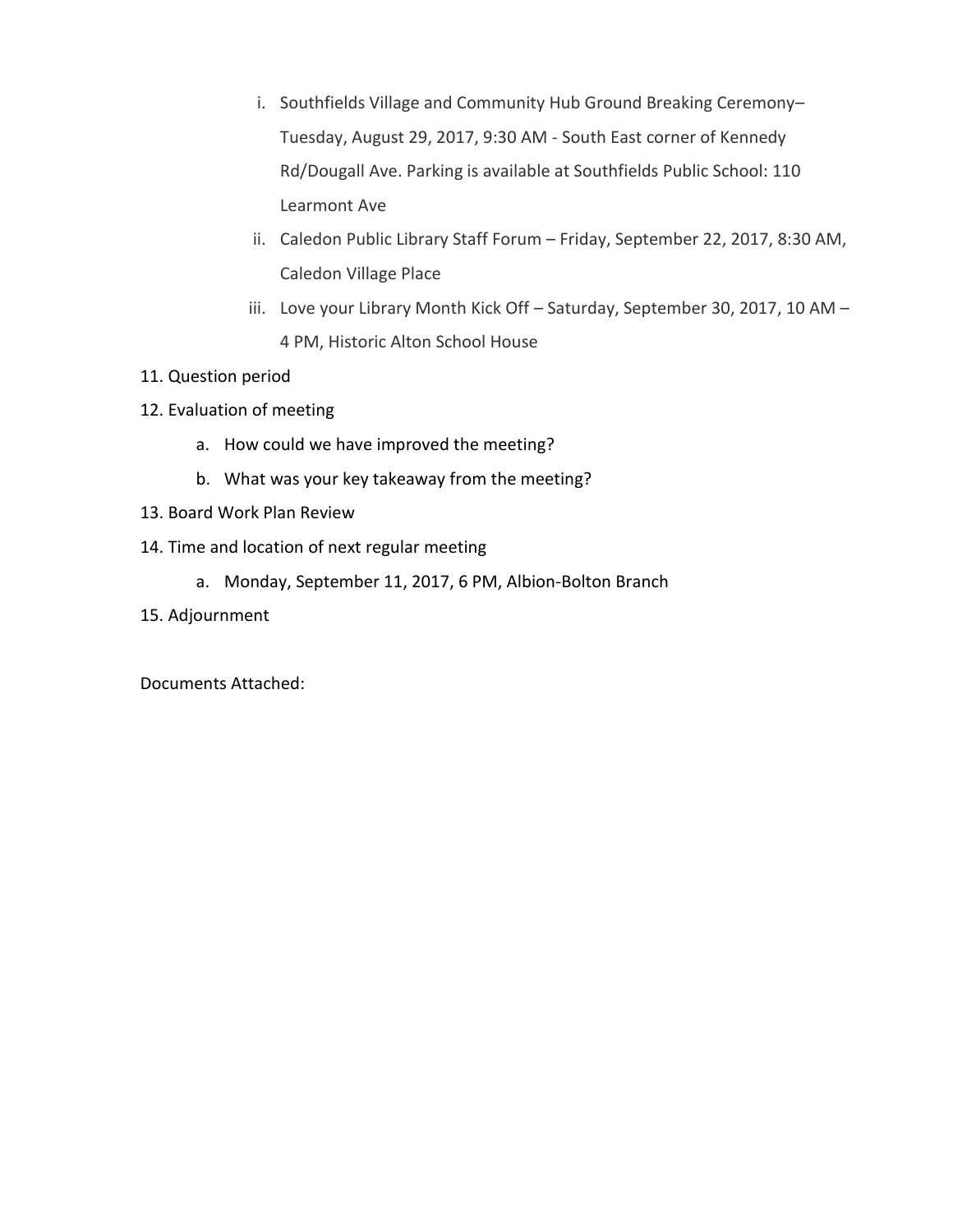i. Southfields Village and Community Hub Ground Breaking Ceremony– Tuesday, August 29, 2017, 9:30 AM - South East corner of Kennedy Rd/Dougall Ave. Parking is available at Southfields Public School: 110 Learmont Ave
   ii. Caledon Public Library Staff Forum – Friday, September 22, 2017, 8:30 AM, Caledon Village Place
   iii. Love your Library Month Kick Off – Saturday, September 30, 2017, 10 AM – 4 PM, Historic Alton School House

11. Question period
12. Evaluation of meeting
    a. How could we have improved the meeting?
    b. What was your key takeaway from the meeting?
13. Board Work Plan Review
14. Time and location of next regular meeting
    a. Monday, September 11, 2017, 6 PM, Albion-Bolton Branch
15. Adjournment

Documents Attached: